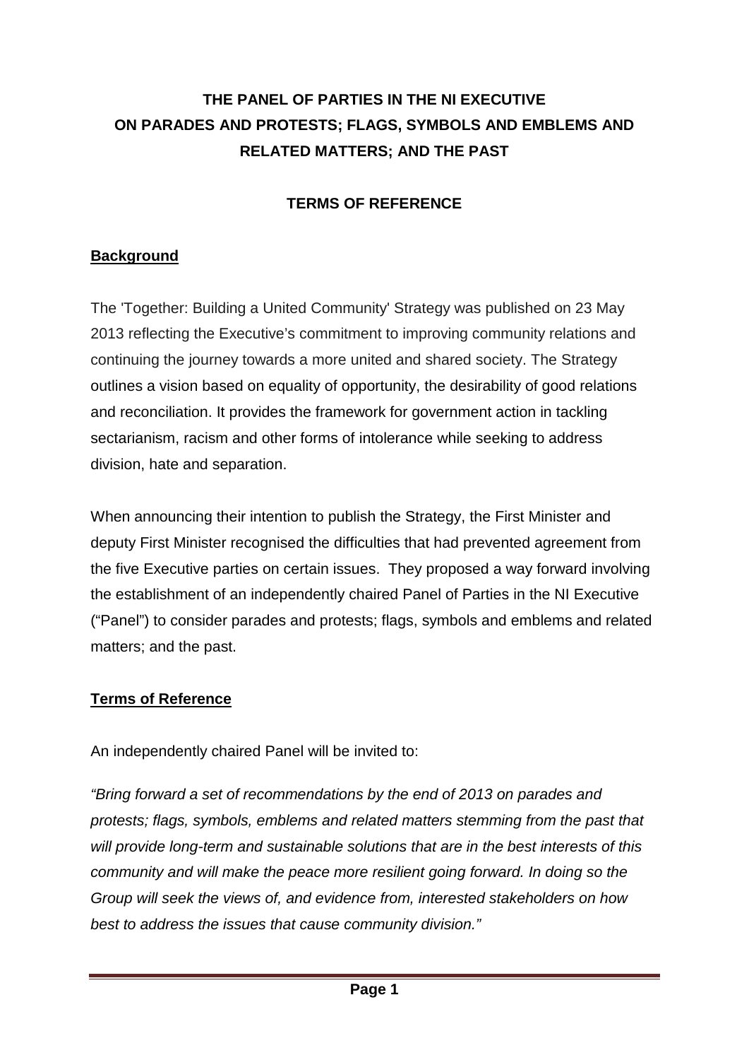# THE PANEL OF PARTIES IN THE NI EXECUTIVE ON PARADES AND PROTESTS; FLAGS, SYMBOLS AND EMBLEMS AND RELATED MATTERS; AND THE PAST

## TERMS OF REFERENCE

### Background

The 'Together: Building a United Community' Strategy was published on 23 May 2013 reflecting the Executive's commitment to improving community relations and continuing the journey towards a more united and shared society. The Strategy outlines a vision based on equality of opportunity, the desirability of good relations and reconciliation. It provides the framework for government action in tackling sectarianism, racism and other forms of intolerance while seeking to address division, hate and separation.

When announcing their intention to publish the Strategy, the First Minister and deputy First Minister recognised the difficulties that had prevented agreement from the five Executive parties on certain issues. They proposed a way forward involving the establishment of an independently chaired Panel of Parties in the NI Executive ("Panel") to consider parades and protests; flags, symbols and emblems and related matters; and the past.

### Terms of Reference

An independently chaired Panel will be invited to:

*"Bring forward a set of recommendations by the end of 2013 on parades and protests; flags, symbols, emblems and related matters stemming from the past that will provide long-term and sustainable solutions that are in the best interests of this community and will make the peace more resilient going forward. In doing so the Group will seek the views of, and evidence from, interested stakeholders on how best to address the issues that cause community division."*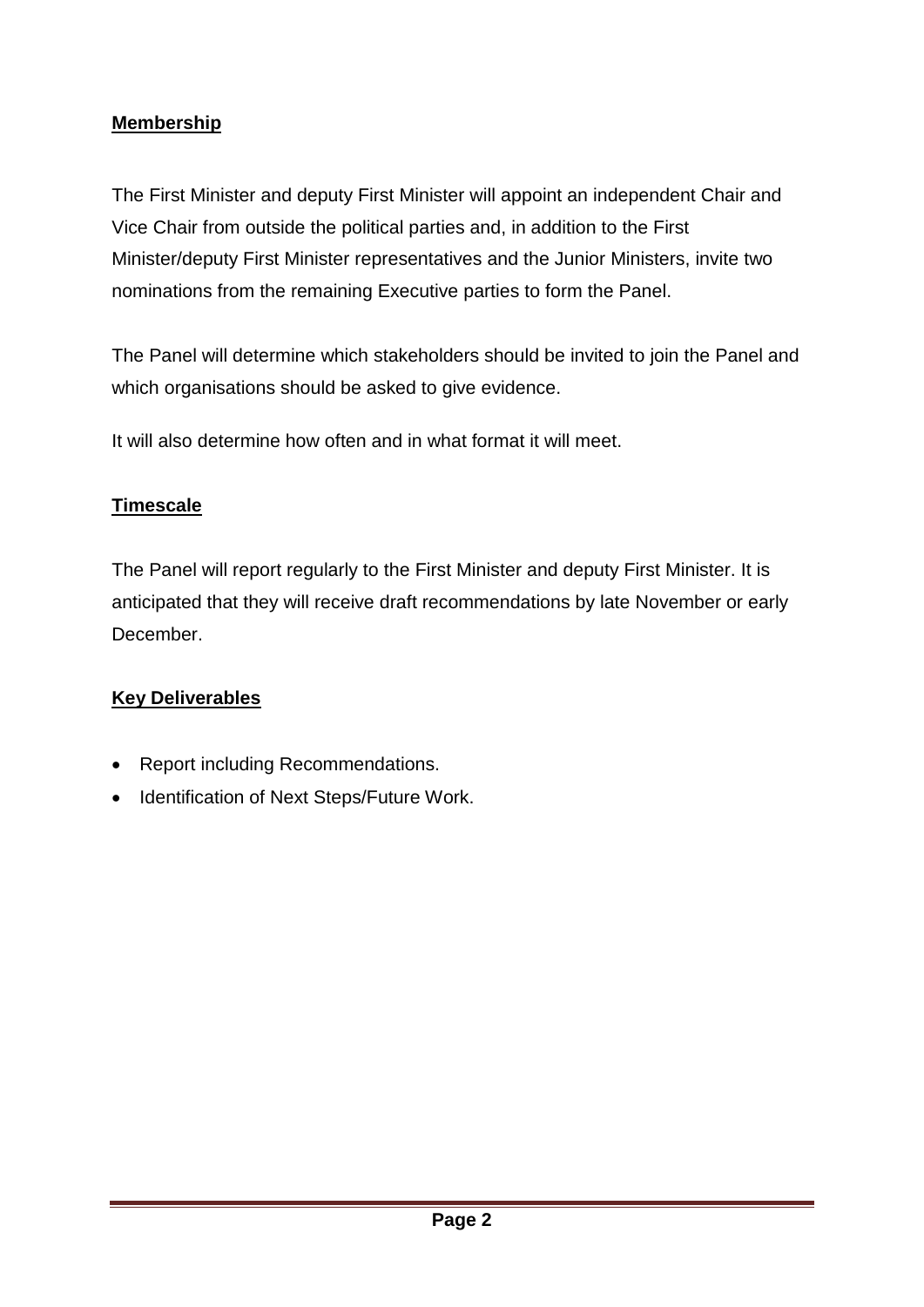## Membership

The First Minister and deputy First Minister will appoint an independent Chair and Vice Chair from outside the political parties and, in addition to the First Minister/deputy First Minister representatives and the Junior Ministers, invite two nominations from the remaining Executive parties to form the Panel.

The Panel will determine which stakeholders should be invited to join the Panel and which organisations should be asked to give evidence.

It will also determine how often and in what format it will meet.

## Timescale

The Panel will report regularly to the First Minister and deputy First Minister. It is anticipated that they will receive draft recommendations by late November or early December.

## Key Deliverables

- Report including Recommendations.
- Identification of Next Steps/Future Work.